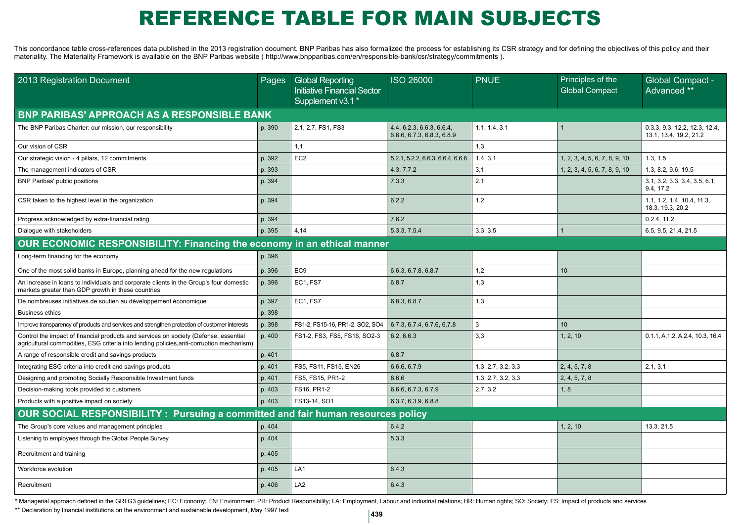# REFERENCE TABLE FOR MAIN SUBJECTS

This concordance table cross-references data published in the 2013 registration document. BNP Paribas has also formalized the process for establishing its CSR strategy and for defining the objectives of this policy and their materiality. The Materiality Framework is available on the BNP Paribas website ( http://www.bnpparibas.com/en/responsible-bank/csr/strategy/commitments ).

| 2013 Registration Document | Pages | Global Reporting Initiative Financial Sector Supplement v3.1 * | ISO 26000 | PNUE | Principles of the Global Compact | Global Compact - Advanced ** |
|---|---|---|---|---|---|---|
| **BNP PARIBAS' APPROACH AS A RESPONSIBLE BANK** | | | | | | |
| The BNP Paribas Charter: our mission, our responsibility | p. 390 | 2.1, 2.7, FS1, FS3 | 4.4, 6.2.3, 6.6.3, 6.6.4, 6.6.6, 6.7.3, 6.8.3, 6.8.9 | 1.1, 1.4, 3.1 | 1 | 0.3.3, 9.3, 12.2, 12.3, 12.4, 13.1, 13.4, 19.2, 21.2 |
| Our vision of CSR | | 1,1 | | 1,3 | | |
| Our strategic vision - 4 pillars, 12 commitments | p. 392 | EC2 | 5.2.1, 5.2.2, 6.6.3, 6.6.4, 6.6.6 | 1.4, 3,1 | 1, 2, 3, 4, 5, 6, 7, 8, 9, 10 | 1.3, 1.5 |
| The management indicators of CSR | p. 393 | | 4.3, 7.7.2 | 3,1 | 1, 2, 3, 4, 5, 6, 7, 8, 9, 10 | 1.3, 8.2, 9.6, 19.5 |
| BNP Paribas' public positions | p. 394 | | 7.3.3 | 2.1 | | 3.1, 3.2, 3.3, 3.4, 3.5, 6.1, 9.4, 17.2 |
| CSR taken to the highest level in the organization | p. 394 | | 6.2.2 | 1.2 | | 1.1, 1.2, 1.4, 10.4, 11.3, 18.3, 19.3, 20.2 |
| Progress acknowledged by extra-financial rating | p. 394 | | 7.6.2 | | | 0.2.4, 11.2 |
| Dialogue with stakeholders | p. 395 | 4,14 | 5.3.3, 7.5.4 | 3.3, 3.5 | 1 | 6.5, 9.5, 21.4, 21.5 |
| **OUR ECONOMIC RESPONSIBILITY: Financing the economy in an ethical manner** | | | | | | |
| Long-term financing for the economy | p. 396 | | | | | |
| One of the most solid banks in Europe, planning ahead for the new regulations | p. 396 | EC9 | 6.6.3, 6.7.8, 6.8.7 | 1,2 | 10 | |
| An increase in loans to individuals and corporate clients in the Group's four domestic markets greater than GDP growth in these countries | p. 396 | EC1, FS7 | 6.8.7 | 1,3 | | |
| De nombreuses initiatives de soutien au développement économique | p. 397 | EC1, FS7 | 6.8.3, 6.8.7 | 1,3 | | |
| Business ethics | p. 398 | | | | | |
| Improve transparency of products and services and strengthen protection of customer interests | p. 398 | FS1-2, FS15-16, PR1-2, SO2, SO4 | 6.7.3, 6.7.4, 6.7.6, 6.7.8 | 3 | 10 | |
| Control the impact of financial products and services on society (Defense, essential agricultural commodities, ESG criteria into lending policies,anti-corruption mechanism) | p. 400 | FS1-2, FS3, FS5, FS16, SO2-3 | 6.2, 6.6.3 | 3,3 | 1, 2, 10 | 0.1.1, A.1.2, A.2.4, 10.3, 16.4 |
| A range of responsible credit and savings products | p. 401 | | 6.8.7 | | | |
| Integrating ESG criteria into credit and savings products | p. 401 | FS5, FS11, FS15, EN26 | 6.6.6, 6.7.9 | 1.3, 2.7, 3.2, 3.3 | 2, 4, 5, 7, 8 | 2.1, 3.1 |
| Designing and promoting Socially Responsible Investment funds | p. 401 | FS5, FS15, PR1-2 | 6.6.6 | 1.3, 2.7, 3.2, 3.3 | 2, 4, 5, 7, 8 | |
| Decision-making tools provided to customers | p. 403 | FS16, PR1-2 | 6.6.6, 6.7.3, 6.7.9 | 2.7, 3.2 | 1, 8 | |
| Products with a positive impact on society | p. 403 | FS13-14, SO1 | 6.3.7, 6.3.9, 6.8.8 | | | |
| **OUR SOCIAL RESPONSIBILITY : Pursuing a committed and fair human resources policy** | | | | | | |
| The Group's core values and management principles | p. 404 | | 6.4.2 | | 1, 2, 10 | 13.3, 21.5 |
| Listening to employees through the Global People Survey | p. 404 | | 5.3.3 | | | |
| Recruitment and training | p. 405 | | | | | |
| Workforce evolution | p. 405 | LA1 | 6.4.3 | | | |
| Recruitment | p. 406 | LA2 | 6.4.3 | | | |

* Managerial approach defined in the GRI G3 guidelines; EC: Economy; EN: Environment; PR: Product Responsibility; LA: Employment, Labour and industrial relations; HR: Human rights; SO: Society; FS: Impact of products and services

** Declaration by financial institutions on the environment and sustainable development, May 1997 text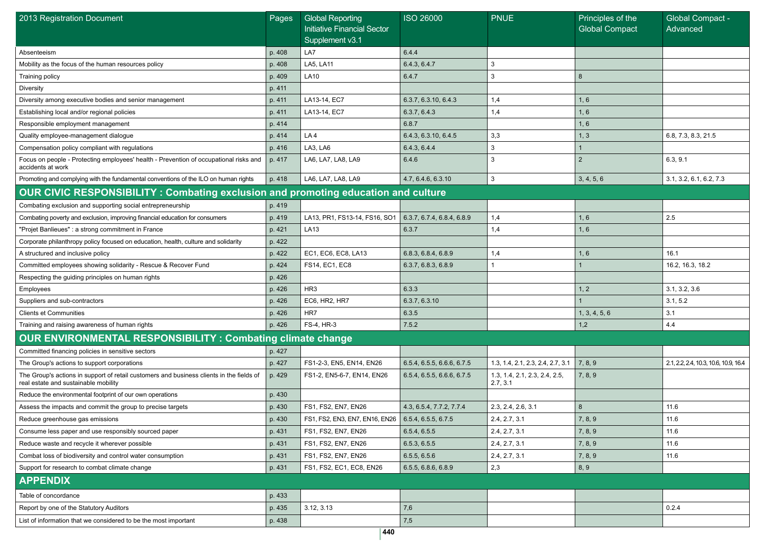| 2013 Registration Document | Pages | Global Reporting Initiative Financial Sector Supplement v3.1 | ISO 26000 | PNUE | Principles of the Global Compact | Global Compact - Advanced |
|---|---|---|---|---|---|---|
| Absenteeism | p. 408 | LA7 | 6.4.4 | | | |
| Mobility as the focus of the human resources policy | p. 408 | LA5, LA11 | 6.4.3, 6.4.7 | 3 | | |
| Training policy | p. 409 | LA10 | 6.4.7 | 3 | 8 | |
| Diversity | p. 411 | | | | | |
| Diversity among executive bodies and senior management | p. 411 | LA13-14, EC7 | 6.3.7, 6.3.10, 6.4.3 | 1,4 | 1, 6 | |
| Establishing local and/or regional policies | p. 411 | LA13-14, EC7 | 6.3.7, 6.4.3 | 1,4 | 1, 6 | |
| Responsible employment management | p. 414 | | 6.8.7 | | 1, 6 | |
| Quality employee-management dialogue | p. 414 | LA 4 | 6.4.3, 6.3.10, 6.4.5 | 3,3 | 1, 3 | 6.8, 7.3, 8.3, 21.5 |
| Compensation policy compliant with regulations | p. 416 | LA3, LA6 | 6.4.3, 6.4.4 | 3 | 1 | |
| Focus on people - Protecting employees' health - Prevention of occupational risks and accidents at work | p. 417 | LA6, LA7, LA8, LA9 | 6.4.6 | 3 | 2 | 6.3, 9.1 |
| Promoting and complying with the fundamental conventions of the ILO on human rights | p. 418 | LA6, LA7, LA8, LA9 | 4.7, 6.4.6, 6.3.10 | 3 | 3, 4, 5, 6 | 3.1, 3.2, 6.1, 6.2, 7.3 |
| **OUR CIVIC RESPONSIBILITY : Combating exclusion and promoting education and culture** | | | | | | |
| Combating exclusion and supporting social entrepreneurship | p. 419 | | | | | |
| Combating poverty and exclusion, improving financial education for consumers | p. 419 | LA13, PR1, FS13-14, FS16, SO1 | 6.3.7, 6.7.4, 6.8.4, 6.8.9 | 1,4 | 1, 6 | 2.5 |
| "Projet Banlieues" : a strong commitment in France | p. 421 | LA13 | 6.3.7 | 1,4 | 1, 6 | |
| Corporate philanthropy policy focused on education, health, culture and solidarity | p. 422 | | | | | |
| A structured and inclusive policy | p. 422 | EC1, EC6, EC8, LA13 | 6.8.3, 6.8.4, 6.8.9 | 1,4 | 1, 6 | 16.1 |
| Committed employees showing solidarity - Rescue & Recover Fund | p. 424 | FS14, EC1, EC8 | 6.3.7, 6.8.3, 6.8.9 | 1 | 1 | 16.2, 16.3, 18.2 |
| Respecting the guiding principles on human rights | p. 426 | | | | | |
| Employees | p. 426 | HR3 | 6.3.3 | | 1, 2 | 3.1, 3.2, 3.6 |
| Suppliers and sub-contractors | p. 426 | EC6, HR2, HR7 | 6.3.7, 6.3.10 | | 1 | 3.1, 5.2 |
| Clients et Communities | p. 426 | HR7 | 6.3.5 | | 1, 3, 4, 5, 6 | 3.1 |
| Training and raising awareness of human rights | p. 426 | FS-4, HR-3 | 7.5.2 | | 1,2 | 4.4 |
| **OUR ENVIRONMENTAL RESPONSIBILITY : Combating climate change** | | | | | | |
| Committed financing policies in sensitive sectors | p. 427 | | | | | |
| The Group's actions to support corporations | p. 427 | FS1-2-3, EN5, EN14, EN26 | 6.5.4, 6.5.5, 6.6.6, 6.7.5 | 1.3, 1.4, 2.1, 2.3, 2.4, 2.7, 3.1 | 7, 8, 9 | 2.1, 2.2, 2.4, 10.3, 10.6, 10.9, 16.4 |
| The Group's actions in support of retail customers and business clients in the fields of real estate and sustainable mobility | p. 429 | FS1-2, EN5-6-7, EN14, EN26 | 6.5.4, 6.5.5, 6.6.6, 6.7.5 | 1.3, 1.4, 2.1, 2.3, 2.4, 2.5, 2.7, 3.1 | 7, 8, 9 | |
| Reduce the environmental footprint of our own operations | p. 430 | | | | | |
| Assess the impacts and commit the group to precise targets | p. 430 | FS1, FS2, EN7, EN26 | 4.3, 6.5.4, 7.7.2, 7.7.4 | 2.3, 2.4, 2.6, 3.1 | 8 | 11.6 |
| Reduce greenhouse gas emissions | p. 430 | FS1, FS2, EN3, EN7, EN16, EN26 | 6.5.4, 6.5.5, 6.7.5 | 2.4, 2.7, 3.1 | 7, 8, 9 | 11.6 |
| Consume less paper and use responsibly sourced paper | p. 431 | FS1, FS2, EN7, EN26 | 6.5.4, 6.5.5 | 2.4, 2.7, 3.1 | 7, 8, 9 | 11.6 |
| Reduce waste and recycle it wherever possible | p. 431 | FS1, FS2, EN7, EN26 | 6.5.3, 6.5.5 | 2.4, 2.7, 3.1 | 7, 8, 9 | 11.6 |
| Combat loss of biodiversity and control water consumption | p. 431 | FS1, FS2, EN7, EN26 | 6.5.5, 6.5.6 | 2.4, 2.7, 3.1 | 7, 8, 9 | 11.6 |
| Support for research to combat climate change | p. 431 | FS1, FS2, EC1, EC8, EN26 | 6.5.5, 6.8.6, 6.8.9 | 2,3 | 8, 9 | |
| **APPENDIX** | | | | | | |
| Table of concordance | p. 433 | | | | | |
| Report by one of the Statutory Auditors | p. 435 | 3.12, 3.13 | 7,6 | | | 0.2.4 |
| List of information that we considered to be the most important | p. 438 | | 7,5 | | | |